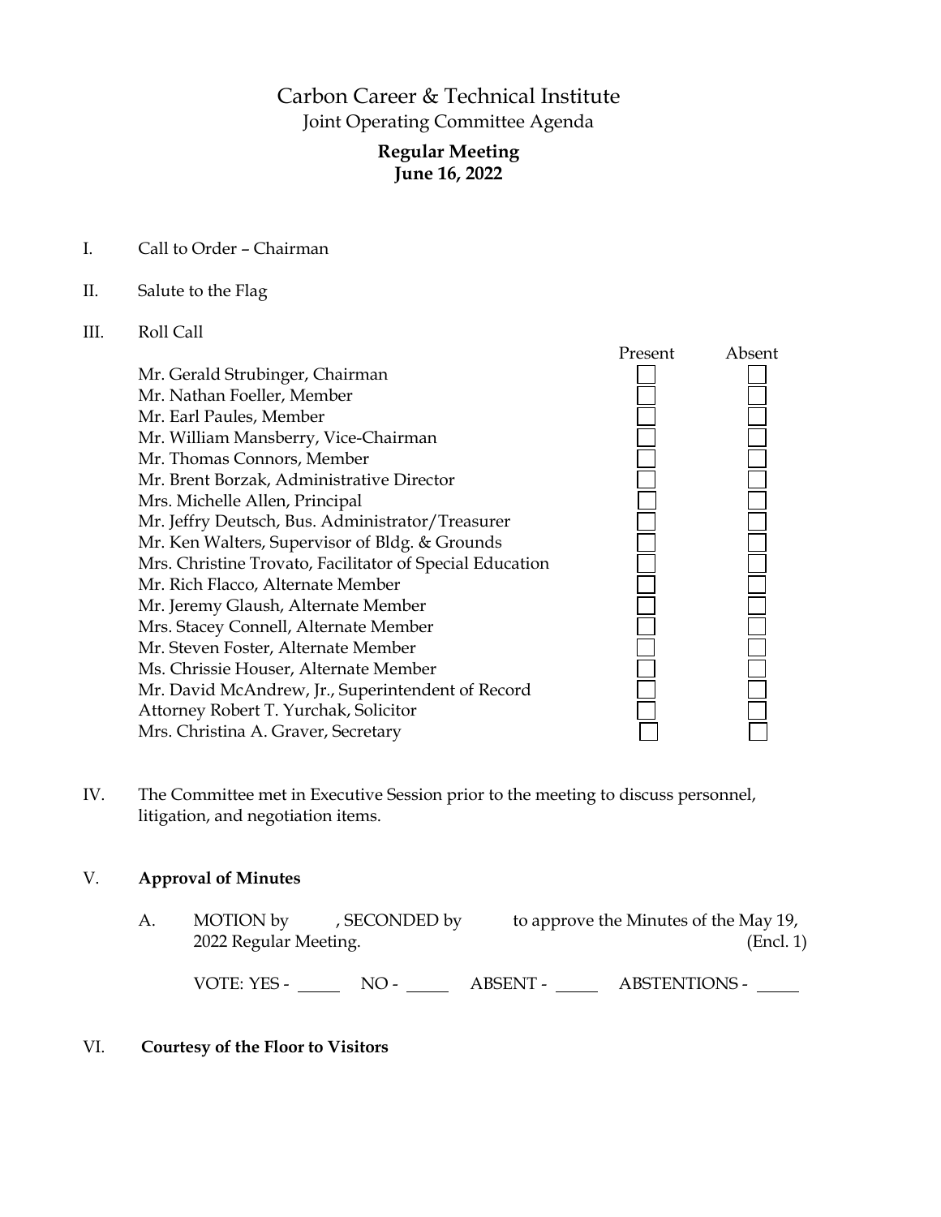# Carbon Career & Technical Institute

Joint Operating Committee Agenda

**Regular Meeting**
**June 16, 2022**

I. Call to Order – Chairman

II. Salute to the Flag

III. Roll Call

| | Present | Absent |
|---|---|---|
| Mr. Gerald Strubinger, Chairman | ☐ | ☐ |
| Mr. Nathan Foeller, Member | ☐ | ☐ |
| Mr. Earl Paules, Member | ☐ | ☐ |
| Mr. William Mansberry, Vice-Chairman | ☐ | ☐ |
| Mr. Thomas Connors, Member | ☐ | ☐ |
| Mr. Brent Borzak, Administrative Director | ☐ | ☐ |
| Mrs. Michelle Allen, Principal | ☐ | ☐ |
| Mr. Jeffry Deutsch, Bus. Administrator/Treasurer | ☐ | ☐ |
| Mr. Ken Walters, Supervisor of Bldg. & Grounds | ☐ | ☐ |
| Mrs. Christine Trovato, Facilitator of Special Education | ☐ | ☐ |
| Mr. Rich Flacco, Alternate Member | ☐ | ☐ |
| Mr. Jeremy Glaush, Alternate Member | ☐ | ☐ |
| Mrs. Stacey Connell, Alternate Member | ☐ | ☐ |
| Mr. Steven Foster, Alternate Member | ☐ | ☐ |
| Ms. Chrissie Houser, Alternate Member | ☐ | ☐ |
| Mr. David McAndrew, Jr., Superintendent of Record | ☐ | ☐ |
| Attorney Robert T. Yurchak, Solicitor | ☐ | ☐ |
| Mrs. Christina A. Graver, Secretary | ☐ | ☐ |

IV. The Committee met in Executive Session prior to the meeting to discuss personnel, litigation, and negotiation items.

## V. Approval of Minutes

A. MOTION by \_\_\_\_, SECONDED by \_\_\_\_ to approve the Minutes of the May 19, 2022 Regular Meeting. (Encl. 1)

VOTE: YES - \_\_\_\_ NO - \_\_\_\_ ABSENT - \_\_\_\_ ABSTENTIONS - \_\_\_\_

## VI. Courtesy of the Floor to Visitors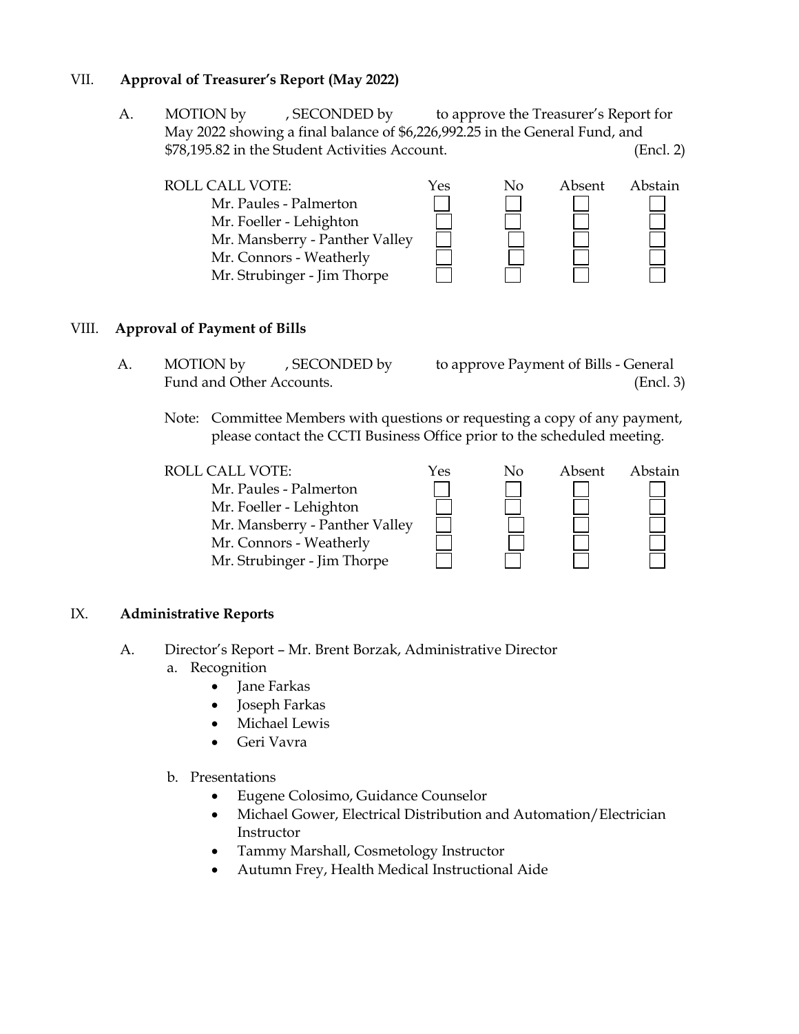## VII. **Approval of Treasurer's Report (May 2022)**

A. MOTION by , SECONDED by to approve the Treasurer's Report for May 2022 showing a final balance of $6,226,992.25 in the General Fund, and $78,195.82 in the Student Activities Account. (Encl. 2)

| ROLL CALL VOTE: | Yes | No | Absent | Abstain |
|---|---|---|---|---|
| Mr. Paules - Palmerton | ☐ | ☐ | ☐ | ☐ |
| Mr. Foeller - Lehighton | ☐ | ☐ | ☐ | ☐ |
| Mr. Mansberry - Panther Valley | ☐ | ☐ | ☐ | ☐ |
| Mr. Connors - Weatherly | ☐ | ☐ | ☐ | ☐ |
| Mr. Strubinger - Jim Thorpe | ☐ | ☐ | ☐ | ☐ |

## VIII. **Approval of Payment of Bills**

A. MOTION by , SECONDED by to approve Payment of Bills - General Fund and Other Accounts. (Encl. 3)

Note: Committee Members with questions or requesting a copy of any payment, please contact the CCTI Business Office prior to the scheduled meeting.

| ROLL CALL VOTE: | Yes | No | Absent | Abstain |
|---|---|---|---|---|
| Mr. Paules - Palmerton | ☐ | ☐ | ☐ | ☐ |
| Mr. Foeller - Lehighton | ☐ | ☐ | ☐ | ☐ |
| Mr. Mansberry - Panther Valley | ☐ | ☐ | ☐ | ☐ |
| Mr. Connors - Weatherly | ☐ | ☐ | ☐ | ☐ |
| Mr. Strubinger - Jim Thorpe | ☐ | ☐ | ☐ | ☐ |

## IX. **Administrative Reports**

A. Director's Report – Mr. Brent Borzak, Administrative Director

a. Recognition
- Jane Farkas
- Joseph Farkas
- Michael Lewis
- Geri Vavra

b. Presentations
- Eugene Colosimo, Guidance Counselor
- Michael Gower, Electrical Distribution and Automation/Electrician Instructor
- Tammy Marshall, Cosmetology Instructor
- Autumn Frey, Health Medical Instructional Aide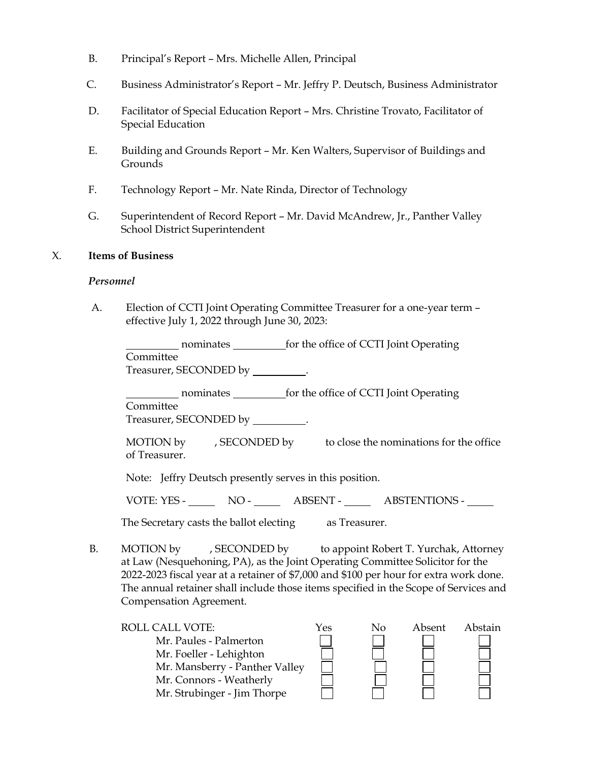B. Principal's Report – Mrs. Michelle Allen, Principal

C. Business Administrator's Report – Mr. Jeffry P. Deutsch, Business Administrator

D. Facilitator of Special Education Report – Mrs. Christine Trovato, Facilitator of Special Education

E. Building and Grounds Report – Mr. Ken Walters, Supervisor of Buildings and Grounds

F. Technology Report – Mr. Nate Rinda, Director of Technology

G. Superintendent of Record Report – Mr. David McAndrew, Jr., Panther Valley School District Superintendent

## X. Items of Business

### *Personnel*

A. Election of CCTI Joint Operating Committee Treasurer for a one-year term – effective July 1, 2022 through June 30, 2023:

__________ nominates __________for the office of CCTI Joint Operating Committee
Treasurer, SECONDED by __________.

__________ nominates __________for the office of CCTI Joint Operating Committee
Treasurer, SECONDED by __________.

MOTION by , SECONDED by to close the nominations for the office of Treasurer.

Note: Jeffry Deutsch presently serves in this position.

VOTE: YES - _____ NO - _____ ABSENT - _____ ABSTENTIONS - _____

The Secretary casts the ballot electing as Treasurer.

B. MOTION by , SECONDED by to appoint Robert T. Yurchak, Attorney at Law (Nesquehoning, PA), as the Joint Operating Committee Solicitor for the 2022-2023 fiscal year at a retainer of $7,000 and $100 per hour for extra work done. The annual retainer shall include those items specified in the Scope of Services and Compensation Agreement.

| ROLL CALL VOTE: | Yes | No | Absent | Abstain |
|---|---|---|---|---|
| Mr. Paules - Palmerton | ☐ | ☐ | ☐ | ☐ |
| Mr. Foeller - Lehighton | ☐ | ☐ | ☐ | ☐ |
| Mr. Mansberry - Panther Valley | ☐ | ☐ | ☐ | ☐ |
| Mr. Connors - Weatherly | ☐ | ☐ | ☐ | ☐ |
| Mr. Strubinger - Jim Thorpe | ☐ | ☐ | ☐ | ☐ |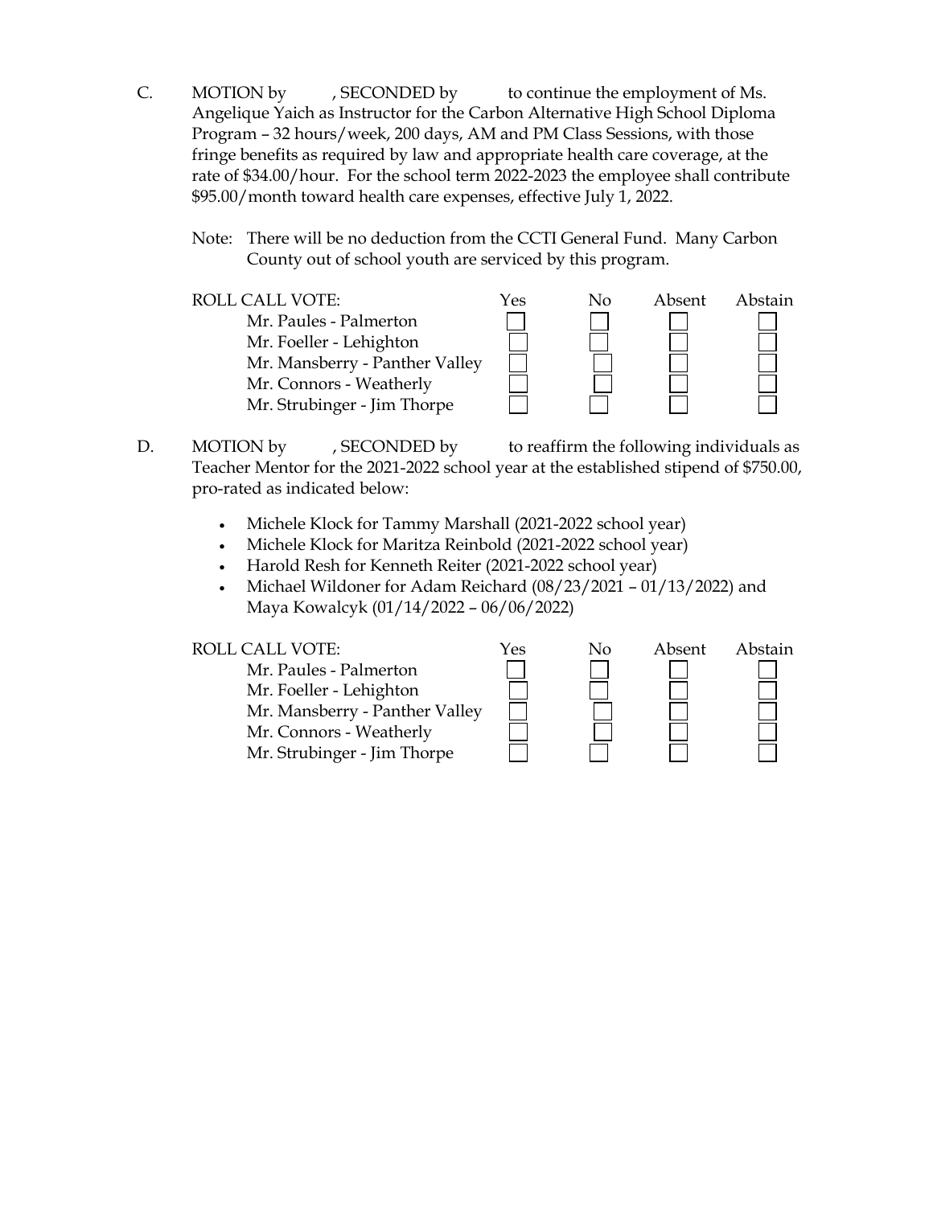C. MOTION by , SECONDED by to continue the employment of Ms. Angelique Yaich as Instructor for the Carbon Alternative High School Diploma Program – 32 hours/week, 200 days, AM and PM Class Sessions, with those fringe benefits as required by law and appropriate health care coverage, at the rate of $34.00/hour. For the school term 2022-2023 the employee shall contribute $95.00/month toward health care expenses, effective July 1, 2022.

Note: There will be no deduction from the CCTI General Fund. Many Carbon County out of school youth are serviced by this program.

| ROLL CALL VOTE: | Yes | No | Absent | Abstain |
|---|---|---|---|---|
| Mr. Paules - Palmerton | ☐ | ☐ | ☐ | ☐ |
| Mr. Foeller - Lehighton | ☐ | ☐ | ☐ | ☐ |
| Mr. Mansberry - Panther Valley | ☐ | ☐ | ☐ | ☐ |
| Mr. Connors - Weatherly | ☐ | ☐ | ☐ | ☐ |
| Mr. Strubinger - Jim Thorpe | ☐ | ☐ | ☐ | ☐ |

D. MOTION by , SECONDED by to reaffirm the following individuals as Teacher Mentor for the 2021-2022 school year at the established stipend of $750.00, pro-rated as indicated below:

- Michele Klock for Tammy Marshall (2021-2022 school year)
- Michele Klock for Maritza Reinbold (2021-2022 school year)
- Harold Resh for Kenneth Reiter (2021-2022 school year)
- Michael Wildoner for Adam Reichard (08/23/2021 – 01/13/2022) and Maya Kowalcyk (01/14/2022 – 06/06/2022)

| ROLL CALL VOTE: | Yes | No | Absent | Abstain |
|---|---|---|---|---|
| Mr. Paules - Palmerton | ☐ | ☐ | ☐ | ☐ |
| Mr. Foeller - Lehighton | ☐ | ☐ | ☐ | ☐ |
| Mr. Mansberry - Panther Valley | ☐ | ☐ | ☐ | ☐ |
| Mr. Connors - Weatherly | ☐ | ☐ | ☐ | ☐ |
| Mr. Strubinger - Jim Thorpe | ☐ | ☐ | ☐ | ☐ |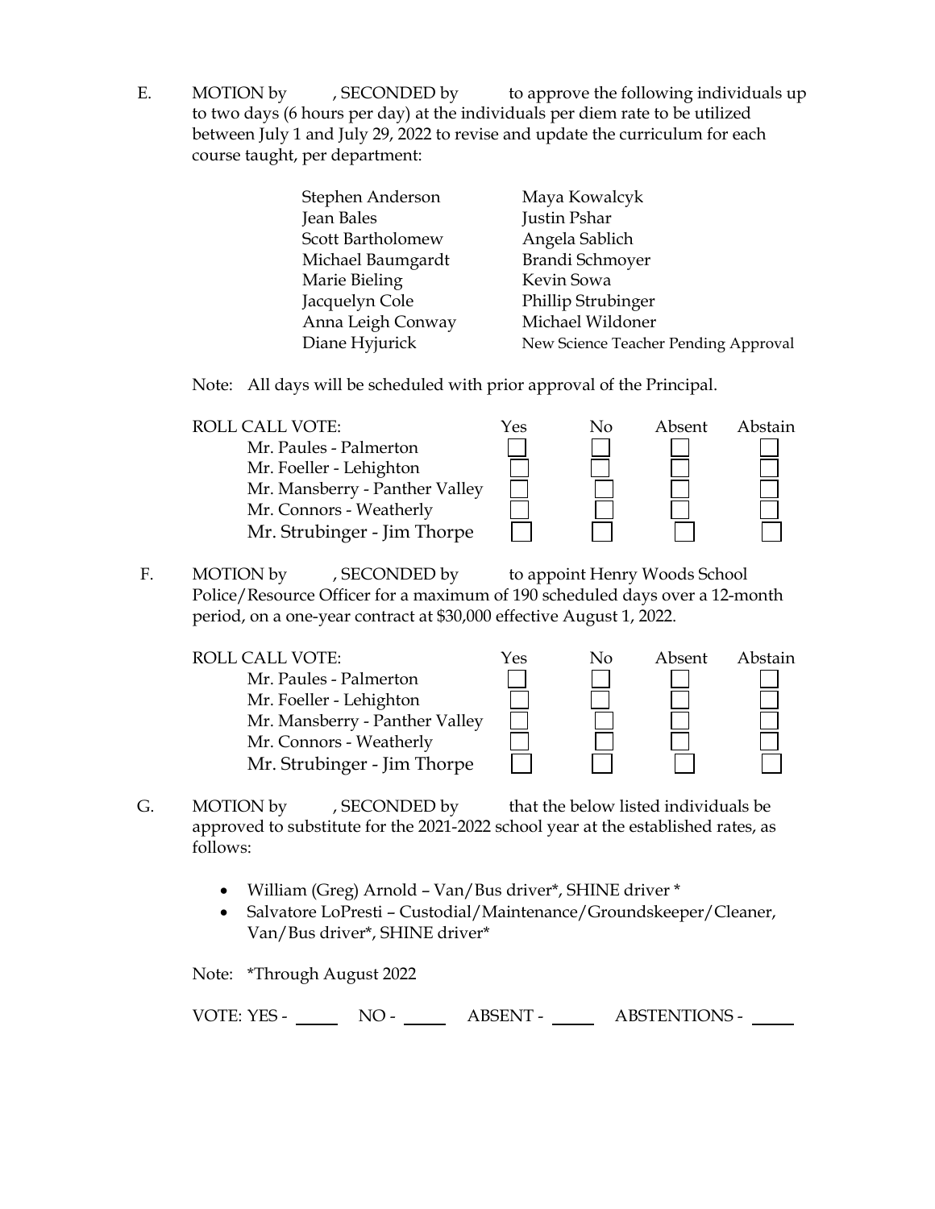E. MOTION by , SECONDED by to approve the following individuals up to two days (6 hours per day) at the individuals per diem rate to be utilized between July 1 and July 29, 2022 to revise and update the curriculum for each course taught, per department:

| | |
|---|---|
| Stephen Anderson | Maya Kowalcyk |
| Jean Bales | Justin Pshar |
| Scott Bartholomew | Angela Sablich |
| Michael Baumgardt | Brandi Schmoyer |
| Marie Bieling | Kevin Sowa |
| Jacquelyn Cole | Phillip Strubinger |
| Anna Leigh Conway | Michael Wildoner |
| Diane Hyjurick | New Science Teacher Pending Approval |

Note: All days will be scheduled with prior approval of the Principal.

| ROLL CALL VOTE: | Yes | No | Absent | Abstain |
|---|---|---|---|---|
| Mr. Paules - Palmerton | ☐ | ☐ | ☐ | ☐ |
| Mr. Foeller - Lehighton | ☐ | ☐ | ☐ | ☐ |
| Mr. Mansberry - Panther Valley | ☐ | ☐ | ☐ | ☐ |
| Mr. Connors - Weatherly | ☐ | ☐ | ☐ | ☐ |
| Mr. Strubinger - Jim Thorpe | ☐ | ☐ | ☐ | ☐ |

F. MOTION by , SECONDED by to appoint Henry Woods School Police/Resource Officer for a maximum of 190 scheduled days over a 12-month period, on a one-year contract at $30,000 effective August 1, 2022.

| ROLL CALL VOTE: | Yes | No | Absent | Abstain |
|---|---|---|---|---|
| Mr. Paules - Palmerton | ☐ | ☐ | ☐ | ☐ |
| Mr. Foeller - Lehighton | ☐ | ☐ | ☐ | ☐ |
| Mr. Mansberry - Panther Valley | ☐ | ☐ | ☐ | ☐ |
| Mr. Connors - Weatherly | ☐ | ☐ | ☐ | ☐ |
| Mr. Strubinger - Jim Thorpe | ☐ | ☐ | ☐ | ☐ |

G. MOTION by , SECONDED by that the below listed individuals be approved to substitute for the 2021-2022 school year at the established rates, as follows:

- William (Greg) Arnold – Van/Bus driver*, SHINE driver *
- Salvatore LoPresti – Custodial/Maintenance/Groundskeeper/Cleaner, Van/Bus driver*, SHINE driver*

Note: *Through August 2022

VOTE: YES - _____ NO - _____ ABSENT - _____ ABSTENTIONS - _____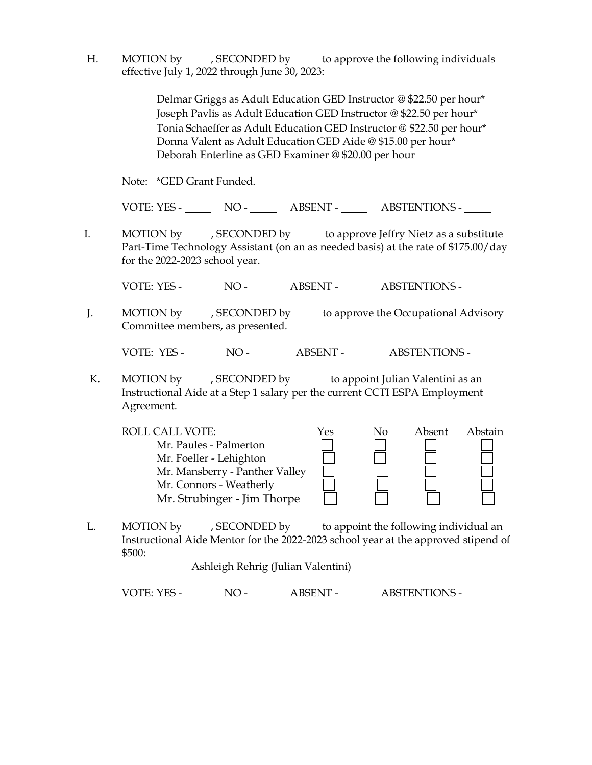H. MOTION by , SECONDED by to approve the following individuals effective July 1, 2022 through June 30, 2023:

> Delmar Griggs as Adult Education GED Instructor @ $22.50 per hour*
> Joseph Pavlis as Adult Education GED Instructor @ $22.50 per hour*
> Tonia Schaeffer as Adult Education GED Instructor @ $22.50 per hour*
> Donna Valent as Adult Education GED Aide @ $15.00 per hour*
> Deborah Enterline as GED Examiner @ $20.00 per hour

Note: *GED Grant Funded.

VOTE: YES - _____ NO - _____ ABSENT - _____ ABSTENTIONS - _____

I. MOTION by , SECONDED by to approve Jeffry Nietz as a substitute Part-Time Technology Assistant (on an as needed basis) at the rate of $175.00/day for the 2022-2023 school year.

VOTE: YES - _____ NO - _____ ABSENT - _____ ABSTENTIONS - _____

J. MOTION by , SECONDED by to approve the Occupational Advisory Committee members, as presented.

VOTE: YES - _____ NO - _____ ABSENT - _____ ABSTENTIONS - _____

K. MOTION by , SECONDED by to appoint Julian Valentini as an Instructional Aide at a Step 1 salary per the current CCTI ESPA Employment Agreement.

| ROLL CALL VOTE: | Yes | No | Absent | Abstain |
|---|---|---|---|---|
| Mr. Paules - Palmerton | ☐ | ☐ | ☐ | ☐ |
| Mr. Foeller - Lehighton | ☐ | ☐ | ☐ | ☐ |
| Mr. Mansberry - Panther Valley | ☐ | ☐ | ☐ | ☐ |
| Mr. Connors - Weatherly | ☐ | ☐ | ☐ | ☐ |
| Mr. Strubinger - Jim Thorpe | ☐ | ☐ | ☐ | ☐ |

L. MOTION by , SECONDED by to appoint the following individual an Instructional Aide Mentor for the 2022-2023 school year at the approved stipend of $500:

> Ashleigh Rehrig (Julian Valentini)

VOTE: YES - _____ NO - _____ ABSENT - _____ ABSTENTIONS - _____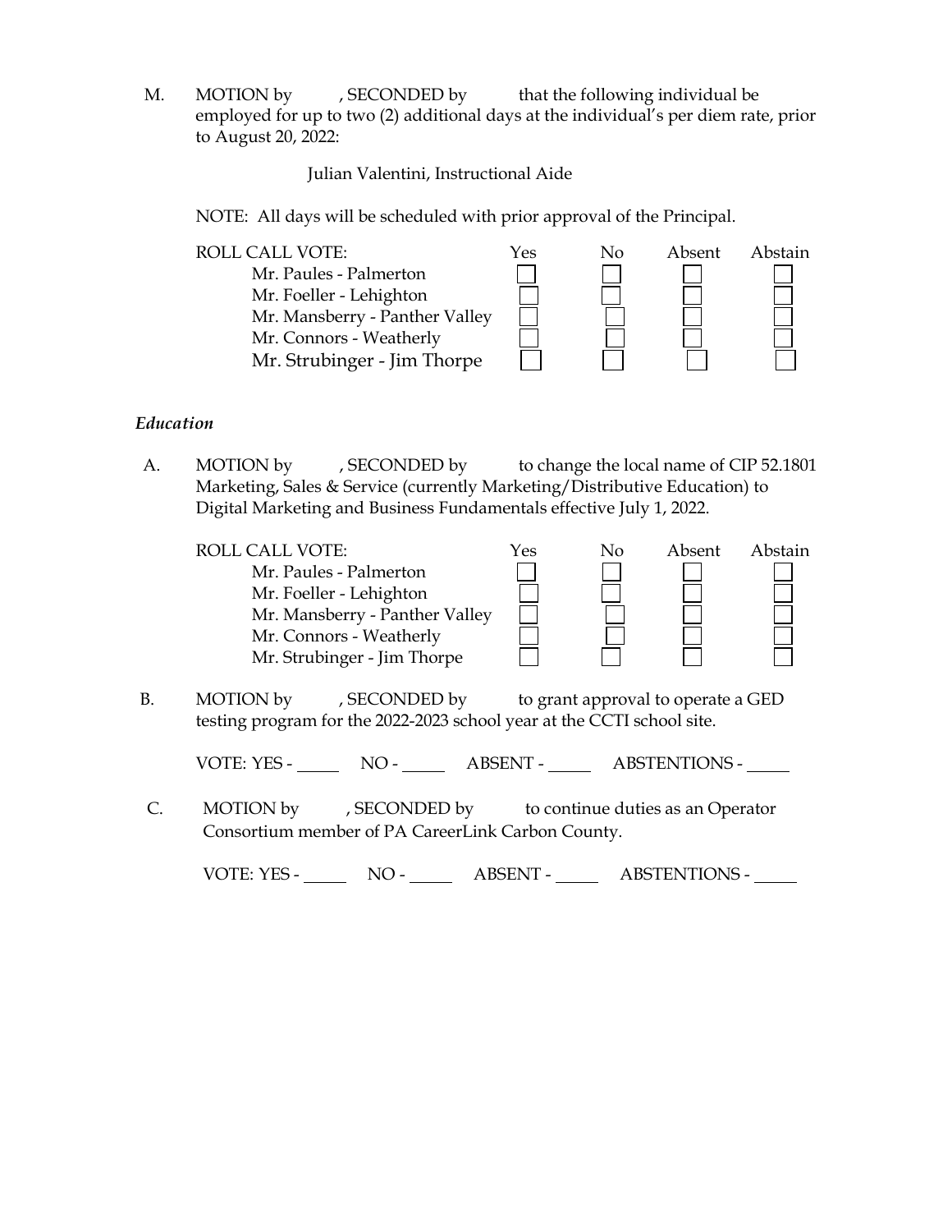M. MOTION by , SECONDED by that the following individual be employed for up to two (2) additional days at the individual's per diem rate, prior to August 20, 2022:

Julian Valentini, Instructional Aide

NOTE: All days will be scheduled with prior approval of the Principal.

| ROLL CALL VOTE: | Yes | No | Absent | Abstain |
|---|---|---|---|---|
| Mr. Paules - Palmerton | ☐ | ☐ | ☐ | ☐ |
| Mr. Foeller - Lehighton | ☐ | ☐ | ☐ | ☐ |
| Mr. Mansberry - Panther Valley | ☐ | ☐ | ☐ | ☐ |
| Mr. Connors - Weatherly | ☐ | ☐ | ☐ | ☐ |
| Mr. Strubinger - Jim Thorpe | ☐ | ☐ | ☐ | ☐ |

### *Education*

A. MOTION by , SECONDED by to change the local name of CIP 52.1801 Marketing, Sales & Service (currently Marketing/Distributive Education) to Digital Marketing and Business Fundamentals effective July 1, 2022.

| ROLL CALL VOTE: | Yes | No | Absent | Abstain |
|---|---|---|---|---|
| Mr. Paules - Palmerton | ☐ | ☐ | ☐ | ☐ |
| Mr. Foeller - Lehighton | ☐ | ☐ | ☐ | ☐ |
| Mr. Mansberry - Panther Valley | ☐ | ☐ | ☐ | ☐ |
| Mr. Connors - Weatherly | ☐ | ☐ | ☐ | ☐ |
| Mr. Strubinger - Jim Thorpe | ☐ | ☐ | ☐ | ☐ |

B. MOTION by , SECONDED by to grant approval to operate a GED testing program for the 2022-2023 school year at the CCTI school site.

VOTE: YES - _____ NO - _____ ABSENT - _____ ABSTENTIONS - _____

C. MOTION by , SECONDED by to continue duties as an Operator Consortium member of PA CareerLink Carbon County.

VOTE: YES - _____ NO - _____ ABSENT - _____ ABSTENTIONS - _____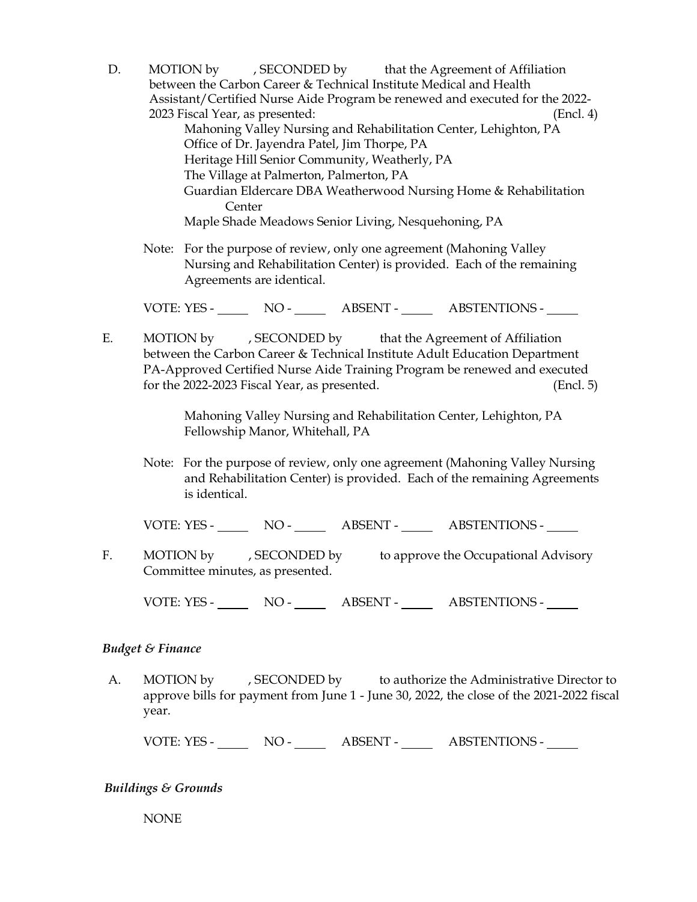D. MOTION by , SECONDED by that the Agreement of Affiliation between the Carbon Career & Technical Institute Medical and Health Assistant/Certified Nurse Aide Program be renewed and executed for the 2022-2023 Fiscal Year, as presented: (Encl. 4)

Mahoning Valley Nursing and Rehabilitation Center, Lehighton, PA
Office of Dr. Jayendra Patel, Jim Thorpe, PA
Heritage Hill Senior Community, Weatherly, PA
The Village at Palmerton, Palmerton, PA
Guardian Eldercare DBA Weatherwood Nursing Home & Rehabilitation Center
Maple Shade Meadows Senior Living, Nesquehoning, PA

Note: For the purpose of review, only one agreement (Mahoning Valley Nursing and Rehabilitation Center) is provided. Each of the remaining Agreements are identical.

VOTE: YES - _____ NO - _____ ABSENT - _____ ABSTENTIONS - _____

E. MOTION by , SECONDED by that the Agreement of Affiliation between the Carbon Career & Technical Institute Adult Education Department PA-Approved Certified Nurse Aide Training Program be renewed and executed for the 2022-2023 Fiscal Year, as presented. (Encl. 5)

Mahoning Valley Nursing and Rehabilitation Center, Lehighton, PA
Fellowship Manor, Whitehall, PA

Note: For the purpose of review, only one agreement (Mahoning Valley Nursing and Rehabilitation Center) is provided. Each of the remaining Agreements is identical.

VOTE: YES - _____ NO - _____ ABSENT - _____ ABSTENTIONS - _____

F. MOTION by , SECONDED by to approve the Occupational Advisory Committee minutes, as presented.

VOTE: YES - _____ NO - _____ ABSENT - _____ ABSTENTIONS - _____

*Budget & Finance*

A. MOTION by , SECONDED by to authorize the Administrative Director to approve bills for payment from June 1 - June 30, 2022, the close of the 2021-2022 fiscal year.

VOTE: YES - _____ NO - _____ ABSENT - _____ ABSTENTIONS - _____

*Buildings & Grounds*

NONE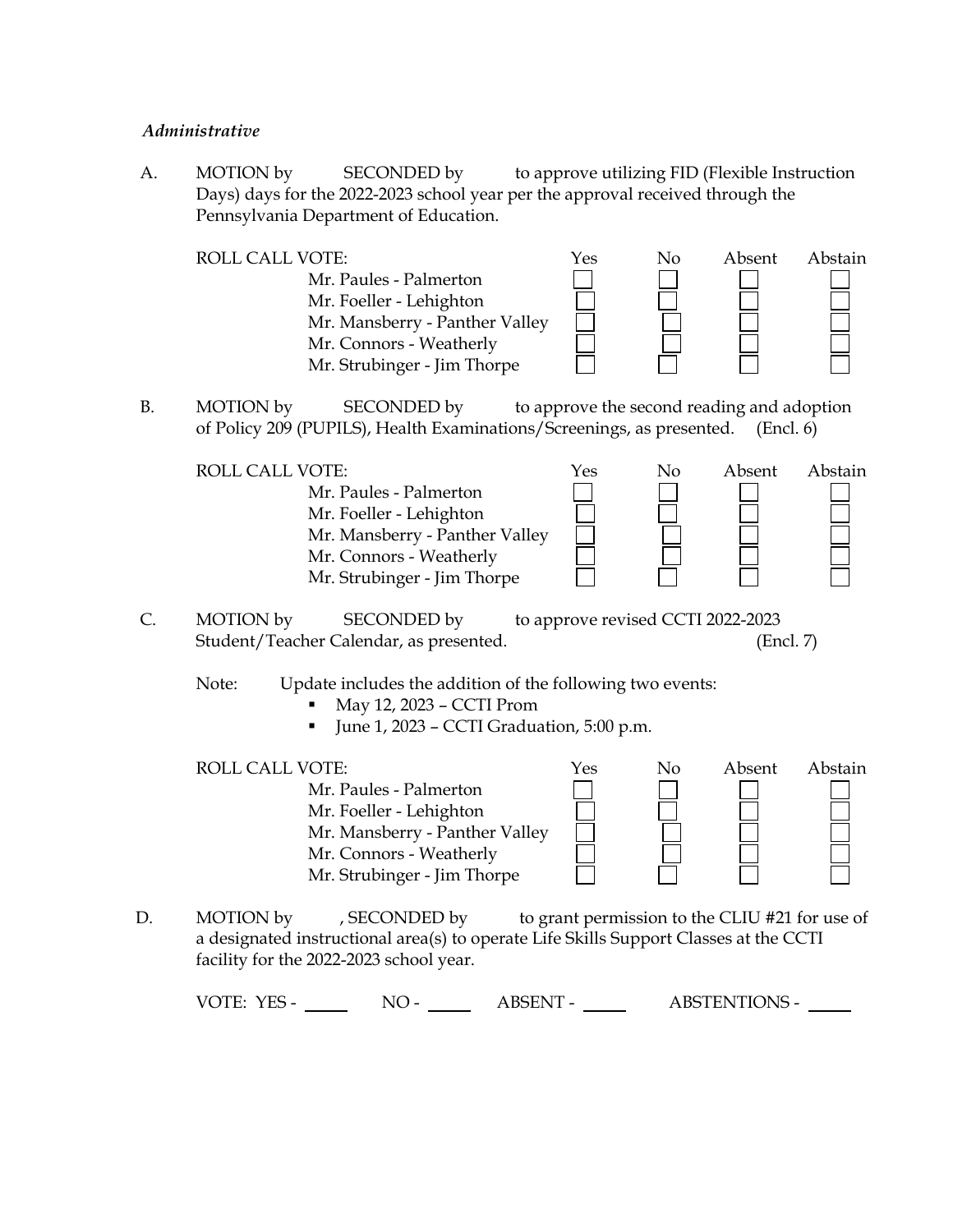*Administrative*

A. MOTION by SECONDED by to approve utilizing FID (Flexible Instruction Days) days for the 2022-2023 school year per the approval received through the Pennsylvania Department of Education.

| ROLL CALL VOTE: | Yes | No | Absent | Abstain |
|---|---|---|---|---|
| Mr. Paules - Palmerton | ☐ | ☐ | ☐ | ☐ |
| Mr. Foeller - Lehighton | ☐ | ☐ | ☐ | ☐ |
| Mr. Mansberry - Panther Valley | ☐ | ☐ | ☐ | ☐ |
| Mr. Connors - Weatherly | ☐ | ☐ | ☐ | ☐ |
| Mr. Strubinger - Jim Thorpe | ☐ | ☐ | ☐ | ☐ |

B. MOTION by SECONDED by to approve the second reading and adoption of Policy 209 (PUPILS), Health Examinations/Screenings, as presented. (Encl. 6)

| ROLL CALL VOTE: | Yes | No | Absent | Abstain |
|---|---|---|---|---|
| Mr. Paules - Palmerton | ☐ | ☐ | ☐ | ☐ |
| Mr. Foeller - Lehighton | ☐ | ☐ | ☐ | ☐ |
| Mr. Mansberry - Panther Valley | ☐ | ☐ | ☐ | ☐ |
| Mr. Connors - Weatherly | ☐ | ☐ | ☐ | ☐ |
| Mr. Strubinger - Jim Thorpe | ☐ | ☐ | ☐ | ☐ |

C. MOTION by SECONDED by to approve revised CCTI 2022-2023 Student/Teacher Calendar, as presented. (Encl. 7)

Note: Update includes the addition of the following two events:

- May 12, 2023 – CCTI Prom
- June 1, 2023 – CCTI Graduation, 5:00 p.m.

| ROLL CALL VOTE: | Yes | No | Absent | Abstain |
|---|---|---|---|---|
| Mr. Paules - Palmerton | ☐ | ☐ | ☐ | ☐ |
| Mr. Foeller - Lehighton | ☐ | ☐ | ☐ | ☐ |
| Mr. Mansberry - Panther Valley | ☐ | ☐ | ☐ | ☐ |
| Mr. Connors - Weatherly | ☐ | ☐ | ☐ | ☐ |
| Mr. Strubinger - Jim Thorpe | ☐ | ☐ | ☐ | ☐ |

D. MOTION by , SECONDED by to grant permission to the CLIU #21 for use of a designated instructional area(s) to operate Life Skills Support Classes at the CCTI facility for the 2022-2023 school year.

VOTE: YES - _____ NO - _____ ABSENT - _____ ABSTENTIONS - _____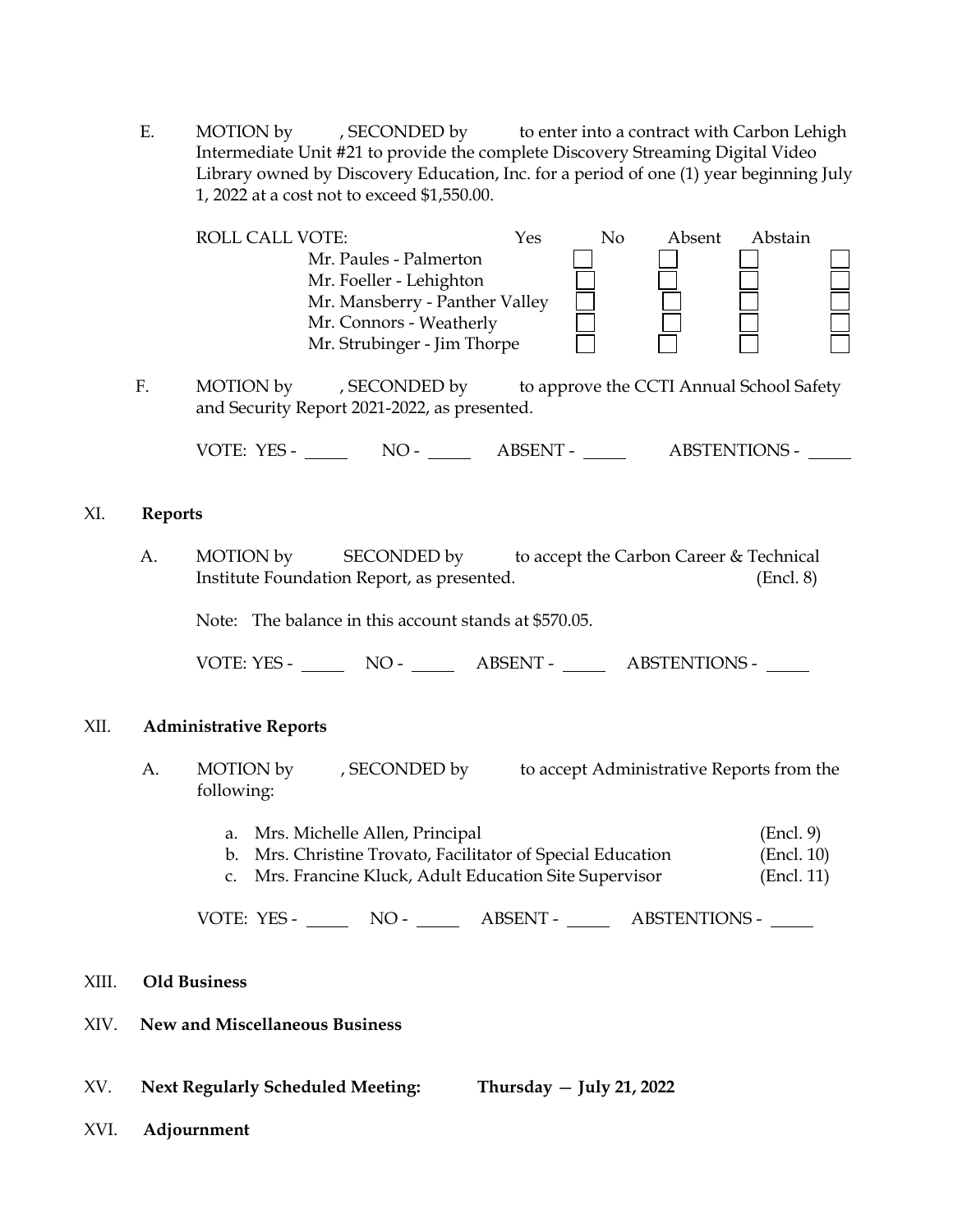E. MOTION by , SECONDED by to enter into a contract with Carbon Lehigh Intermediate Unit #21 to provide the complete Discovery Streaming Digital Video Library owned by Discovery Education, Inc. for a period of one (1) year beginning July 1, 2022 at a cost not to exceed $1,550.00.

| ROLL CALL VOTE: | Yes | No | Absent | Abstain |
|---|---|---|---|---|
| Mr. Paules - Palmerton | ☐ | ☐ | ☐ | ☐ |
| Mr. Foeller - Lehighton | ☐ | ☐ | ☐ | ☐ |
| Mr. Mansberry - Panther Valley | ☐ | ☐ | ☐ | ☐ |
| Mr. Connors - Weatherly | ☐ | ☐ | ☐ | ☐ |
| Mr. Strubinger - Jim Thorpe | ☐ | ☐ | ☐ | ☐ |

F. MOTION by , SECONDED by to approve the CCTI Annual School Safety and Security Report 2021-2022, as presented.

VOTE: YES - _____ NO - _____ ABSENT - _____ ABSTENTIONS - _____

## XI. Reports

A. MOTION by SECONDED by to accept the Carbon Career & Technical Institute Foundation Report, as presented. (Encl. 8)

Note: The balance in this account stands at $570.05.

VOTE: YES - _____ NO - _____ ABSENT - _____ ABSTENTIONS - _____

## XII. Administrative Reports

A. MOTION by , SECONDED by to accept Administrative Reports from the following:

a. Mrs. Michelle Allen, Principal (Encl. 9)
b. Mrs. Christine Trovato, Facilitator of Special Education (Encl. 10)
c. Mrs. Francine Kluck, Adult Education Site Supervisor (Encl. 11)

VOTE: YES - _____ NO - _____ ABSENT - _____ ABSTENTIONS - _____

## XIII. Old Business

## XIV. New and Miscellaneous Business

## XV. Next Regularly Scheduled Meeting: Thursday — July 21, 2022

## XVI. Adjournment